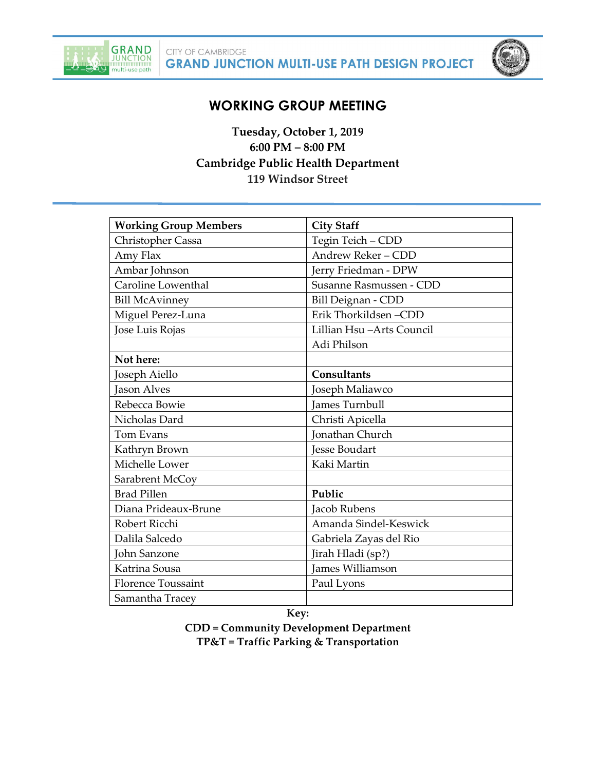CITY OF CAMBRIDGE

**GRAND JUNCTION MULTI-USE PATH DESIGN PROJECT**

# WORKING GROUP MEETING

**Tuesday, October 1, 2019**
**6:00 PM – 8:00 PM**
**Cambridge Public Health Department**
**119 Windsor Street**

| Working Group Members | City Staff |
|---|---|
| Christopher Cassa | Tegin Teich – CDD |
| Amy Flax | Andrew Reker – CDD |
| Ambar Johnson | Jerry Friedman - DPW |
| Caroline Lowenthal | Susanne Rasmussen - CDD |
| Bill McAvinney | Bill Deignan - CDD |
| Miguel Perez-Luna | Erik Thorkildsen –CDD |
| Jose Luis Rojas | Lillian Hsu –Arts Council |
| | Adi Philson |
| **Not here:** | |
| Joseph Aiello | **Consultants** |
| Jason Alves | Joseph Maliawco |
| Rebecca Bowie | James Turnbull |
| Nicholas Dard | Christi Apicella |
| Tom Evans | Jonathan Church |
| Kathryn Brown | Jesse Boudart |
| Michelle Lower | Kaki Martin |
| Sarabrent McCoy | |
| Brad Pillen | **Public** |
| Diana Prideaux-Brune | Jacob Rubens |
| Robert Ricchi | Amanda Sindel-Keswick |
| Dalila Salcedo | Gabriela Zayas del Rio |
| John Sanzone | Jirah Hladi (sp?) |
| Katrina Sousa | James Williamson |
| Florence Toussaint | Paul Lyons |
| Samantha Tracey | |

**Key:**
**CDD = Community Development Department**
**TP&T = Traffic Parking & Transportation**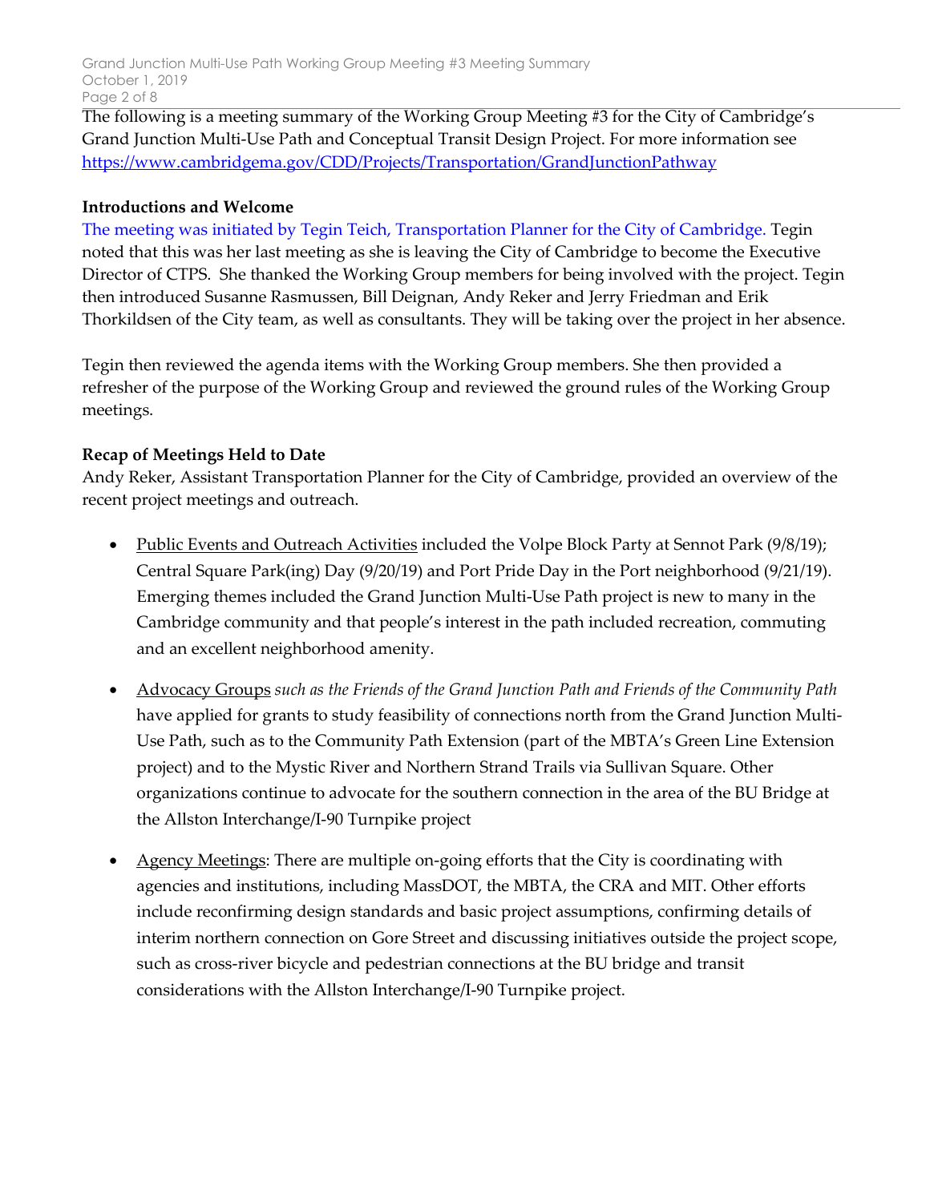The following is a meeting summary of the Working Group Meeting #3 for the City of Cambridge's Grand Junction Multi-Use Path and Conceptual Transit Design Project. For more information see https://www.cambridgema.gov/CDD/Projects/Transportation/GrandJunctionPathway

**Introductions and Welcome**

The meeting was initiated by Tegin Teich, Transportation Planner for the City of Cambridge. Tegin noted that this was her last meeting as she is leaving the City of Cambridge to become the Executive Director of CTPS. She thanked the Working Group members for being involved with the project. Tegin then introduced Susanne Rasmussen, Bill Deignan, Andy Reker and Jerry Friedman and Erik Thorkildsen of the City team, as well as consultants. They will be taking over the project in her absence.

Tegin then reviewed the agenda items with the Working Group members. She then provided a refresher of the purpose of the Working Group and reviewed the ground rules of the Working Group meetings.

**Recap of Meetings Held to Date**

Andy Reker, Assistant Transportation Planner for the City of Cambridge, provided an overview of the recent project meetings and outreach.

- <u>Public Events and Outreach Activities</u> included the Volpe Block Party at Sennot Park (9/8/19); Central Square Park(ing) Day (9/20/19) and Port Pride Day in the Port neighborhood (9/21/19). Emerging themes included the Grand Junction Multi-Use Path project is new to many in the Cambridge community and that people's interest in the path included recreation, commuting and an excellent neighborhood amenity.

- <u>Advocacy Groups</u> *such as the Friends of the Grand Junction Path and Friends of the Community Path* have applied for grants to study feasibility of connections north from the Grand Junction Multi-Use Path, such as to the Community Path Extension (part of the MBTA's Green Line Extension project) and to the Mystic River and Northern Strand Trails via Sullivan Square. Other organizations continue to advocate for the southern connection in the area of the BU Bridge at the Allston Interchange/I-90 Turnpike project

- <u>Agency Meetings</u>: There are multiple on-going efforts that the City is coordinating with agencies and institutions, including MassDOT, the MBTA, the CRA and MIT. Other efforts include reconfirming design standards and basic project assumptions, confirming details of interim northern connection on Gore Street and discussing initiatives outside the project scope, such as cross-river bicycle and pedestrian connections at the BU bridge and transit considerations with the Allston Interchange/I-90 Turnpike project.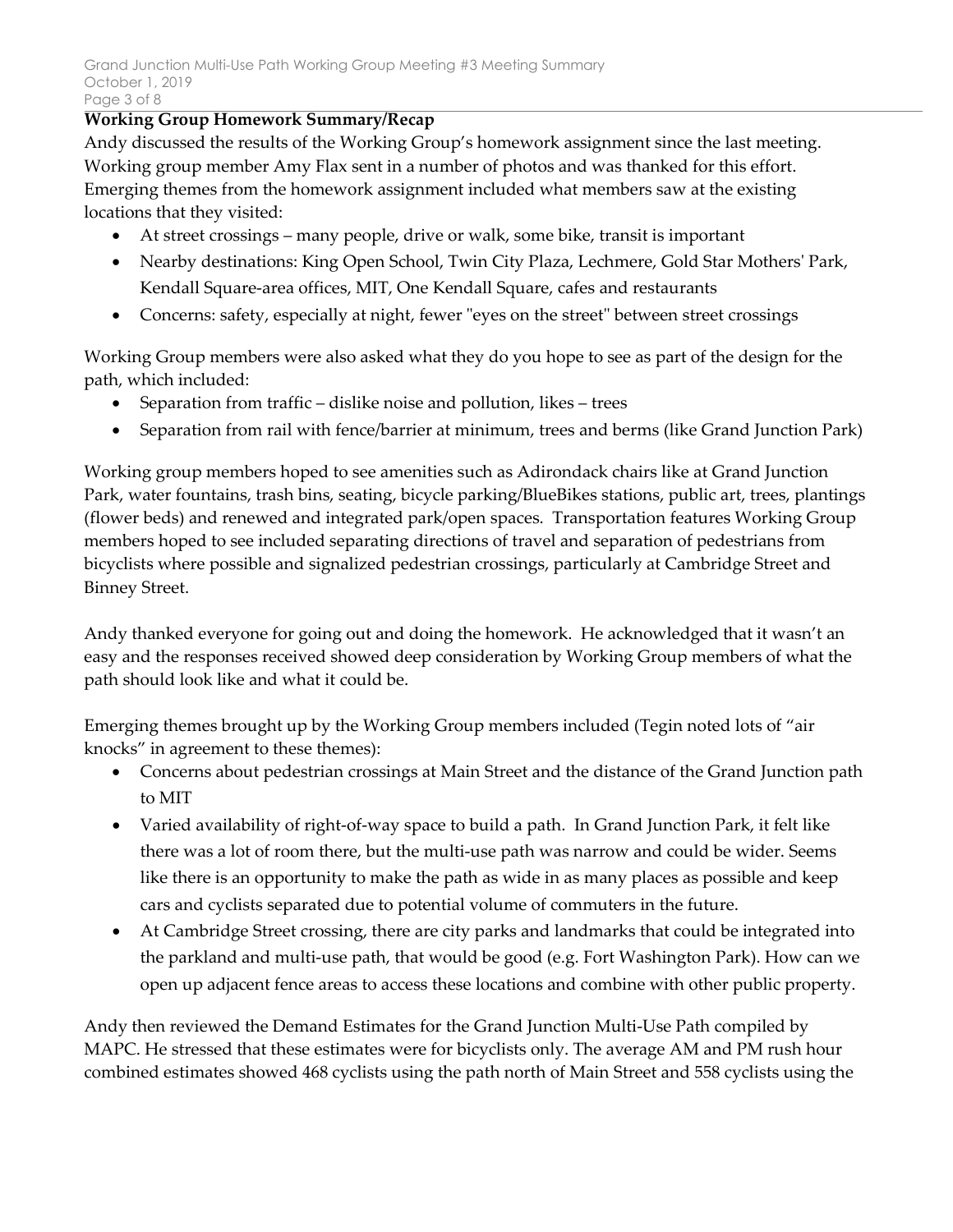**Working Group Homework Summary/Recap**

Andy discussed the results of the Working Group's homework assignment since the last meeting. Working group member Amy Flax sent in a number of photos and was thanked for this effort. Emerging themes from the homework assignment included what members saw at the existing locations that they visited:

- At street crossings – many people, drive or walk, some bike, transit is important
- Nearby destinations: King Open School, Twin City Plaza, Lechmere, Gold Star Mothers' Park, Kendall Square-area offices, MIT, One Kendall Square, cafes and restaurants
- Concerns: safety, especially at night, fewer "eyes on the street" between street crossings

Working Group members were also asked what they do you hope to see as part of the design for the path, which included:

- Separation from traffic – dislike noise and pollution, likes – trees
- Separation from rail with fence/barrier at minimum, trees and berms (like Grand Junction Park)

Working group members hoped to see amenities such as Adirondack chairs like at Grand Junction Park, water fountains, trash bins, seating, bicycle parking/BlueBikes stations, public art, trees, plantings (flower beds) and renewed and integrated park/open spaces. Transportation features Working Group members hoped to see included separating directions of travel and separation of pedestrians from bicyclists where possible and signalized pedestrian crossings, particularly at Cambridge Street and Binney Street.

Andy thanked everyone for going out and doing the homework. He acknowledged that it wasn't an easy and the responses received showed deep consideration by Working Group members of what the path should look like and what it could be.

Emerging themes brought up by the Working Group members included (Tegin noted lots of "air knocks" in agreement to these themes):

- Concerns about pedestrian crossings at Main Street and the distance of the Grand Junction path to MIT
- Varied availability of right-of-way space to build a path. In Grand Junction Park, it felt like there was a lot of room there, but the multi-use path was narrow and could be wider. Seems like there is an opportunity to make the path as wide in as many places as possible and keep cars and cyclists separated due to potential volume of commuters in the future.
- At Cambridge Street crossing, there are city parks and landmarks that could be integrated into the parkland and multi-use path, that would be good (e.g. Fort Washington Park). How can we open up adjacent fence areas to access these locations and combine with other public property.

Andy then reviewed the Demand Estimates for the Grand Junction Multi-Use Path compiled by MAPC. He stressed that these estimates were for bicyclists only. The average AM and PM rush hour combined estimates showed 468 cyclists using the path north of Main Street and 558 cyclists using the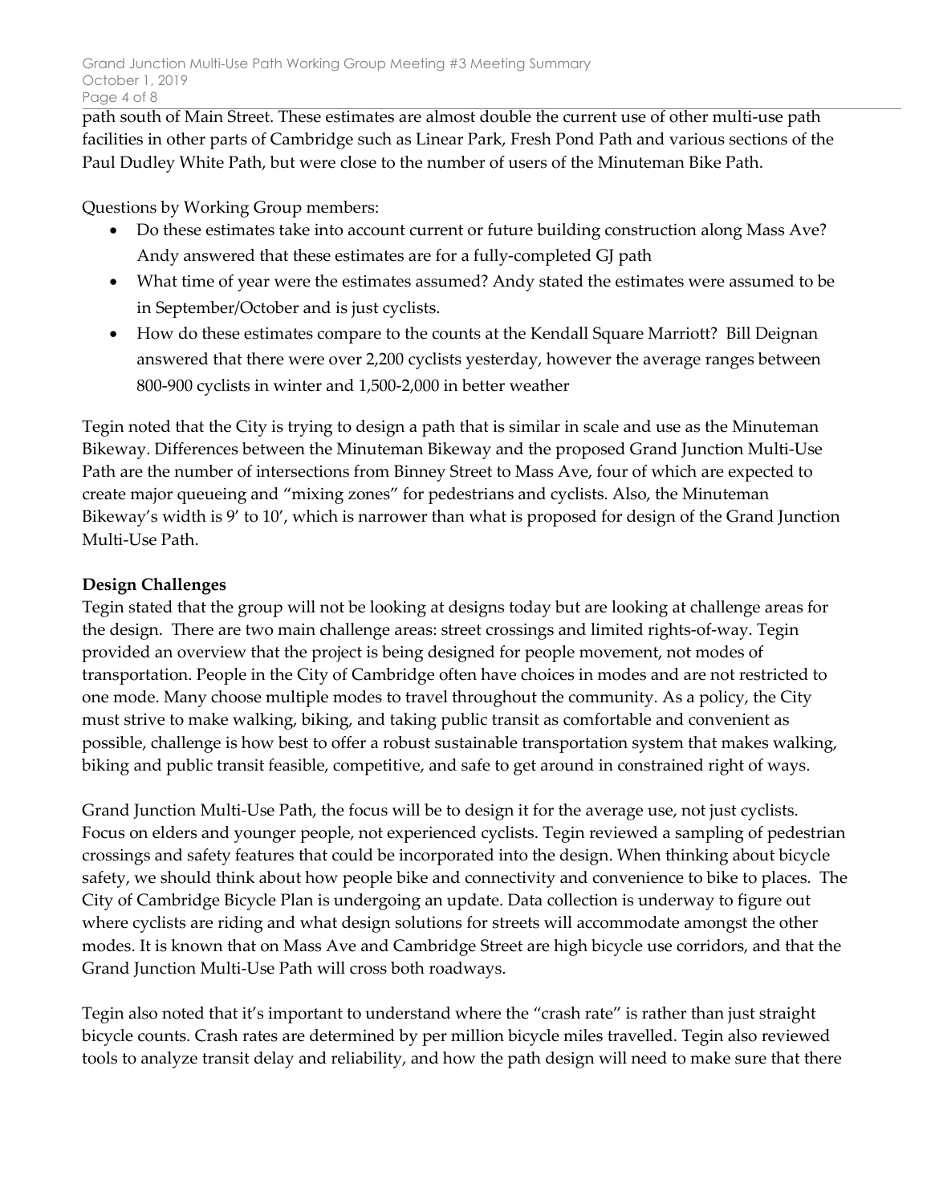path south of Main Street. These estimates are almost double the current use of other multi-use path facilities in other parts of Cambridge such as Linear Park, Fresh Pond Path and various sections of the Paul Dudley White Path, but were close to the number of users of the Minuteman Bike Path.

Questions by Working Group members:

- Do these estimates take into account current or future building construction along Mass Ave? Andy answered that these estimates are for a fully-completed GJ path
- What time of year were the estimates assumed? Andy stated the estimates were assumed to be in September/October and is just cyclists.
- How do these estimates compare to the counts at the Kendall Square Marriott? Bill Deignan answered that there were over 2,200 cyclists yesterday, however the average ranges between 800-900 cyclists in winter and 1,500-2,000 in better weather

Tegin noted that the City is trying to design a path that is similar in scale and use as the Minuteman Bikeway. Differences between the Minuteman Bikeway and the proposed Grand Junction Multi-Use Path are the number of intersections from Binney Street to Mass Ave, four of which are expected to create major queueing and "mixing zones" for pedestrians and cyclists. Also, the Minuteman Bikeway's width is 9' to 10', which is narrower than what is proposed for design of the Grand Junction Multi-Use Path.

**Design Challenges**

Tegin stated that the group will not be looking at designs today but are looking at challenge areas for the design. There are two main challenge areas: street crossings and limited rights-of-way. Tegin provided an overview that the project is being designed for people movement, not modes of transportation. People in the City of Cambridge often have choices in modes and are not restricted to one mode. Many choose multiple modes to travel throughout the community. As a policy, the City must strive to make walking, biking, and taking public transit as comfortable and convenient as possible, challenge is how best to offer a robust sustainable transportation system that makes walking, biking and public transit feasible, competitive, and safe to get around in constrained right of ways.

Grand Junction Multi-Use Path, the focus will be to design it for the average use, not just cyclists. Focus on elders and younger people, not experienced cyclists. Tegin reviewed a sampling of pedestrian crossings and safety features that could be incorporated into the design. When thinking about bicycle safety, we should think about how people bike and connectivity and convenience to bike to places. The City of Cambridge Bicycle Plan is undergoing an update. Data collection is underway to figure out where cyclists are riding and what design solutions for streets will accommodate amongst the other modes. It is known that on Mass Ave and Cambridge Street are high bicycle use corridors, and that the Grand Junction Multi-Use Path will cross both roadways.

Tegin also noted that it's important to understand where the "crash rate" is rather than just straight bicycle counts. Crash rates are determined by per million bicycle miles travelled. Tegin also reviewed tools to analyze transit delay and reliability, and how the path design will need to make sure that there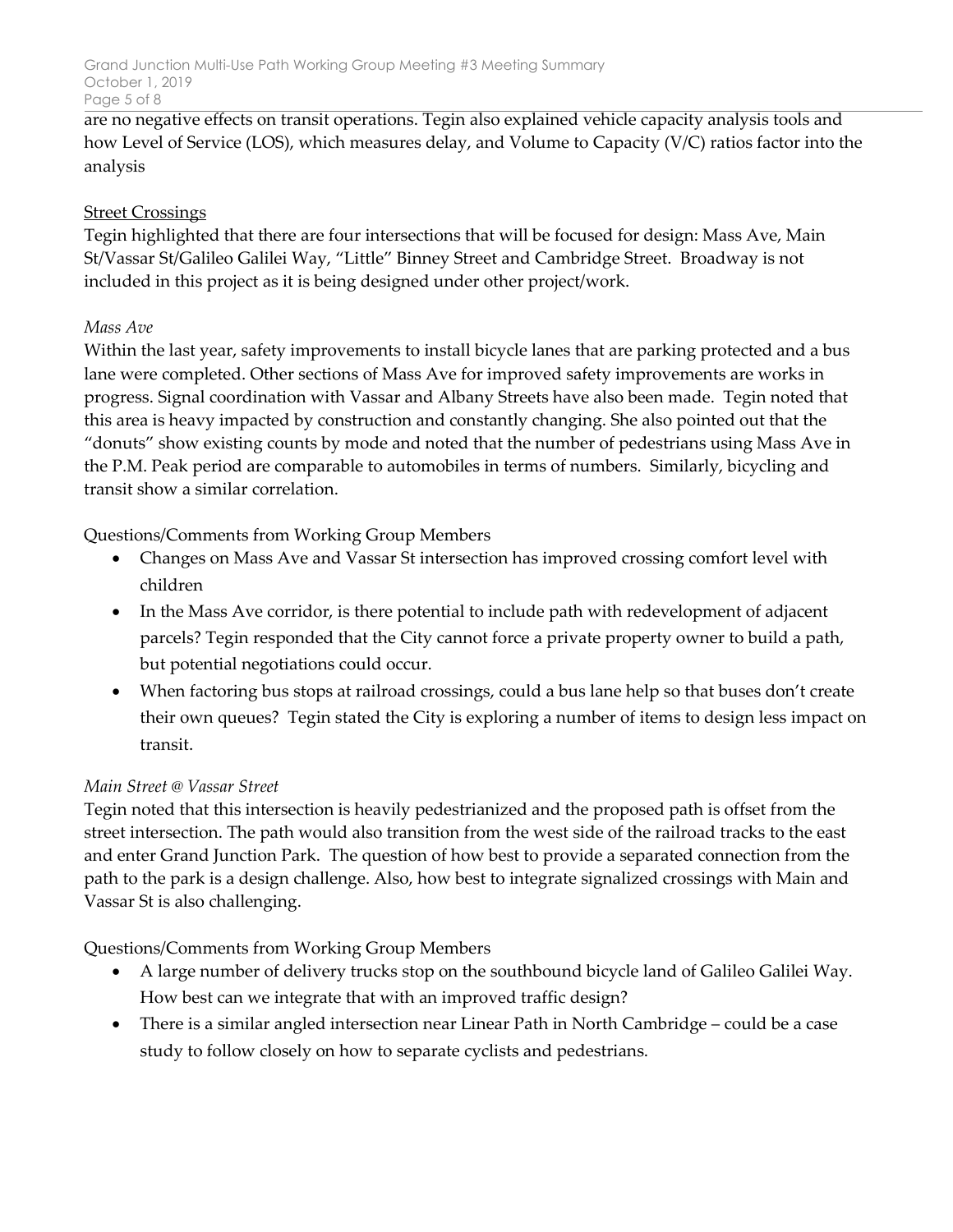are no negative effects on transit operations. Tegin also explained vehicle capacity analysis tools and how Level of Service (LOS), which measures delay, and Volume to Capacity (V/C) ratios factor into the analysis

<u>Street Crossings</u>

Tegin highlighted that there are four intersections that will be focused for design: Mass Ave, Main St/Vassar St/Galileo Galilei Way, "Little" Binney Street and Cambridge Street. Broadway is not included in this project as it is being designed under other project/work.

*Mass Ave*

Within the last year, safety improvements to install bicycle lanes that are parking protected and a bus lane were completed. Other sections of Mass Ave for improved safety improvements are works in progress. Signal coordination with Vassar and Albany Streets have also been made. Tegin noted that this area is heavy impacted by construction and constantly changing. She also pointed out that the "donuts" show existing counts by mode and noted that the number of pedestrians using Mass Ave in the P.M. Peak period are comparable to automobiles in terms of numbers. Similarly, bicycling and transit show a similar correlation.

Questions/Comments from Working Group Members

- Changes on Mass Ave and Vassar St intersection has improved crossing comfort level with children
- In the Mass Ave corridor, is there potential to include path with redevelopment of adjacent parcels? Tegin responded that the City cannot force a private property owner to build a path, but potential negotiations could occur.
- When factoring bus stops at railroad crossings, could a bus lane help so that buses don't create their own queues? Tegin stated the City is exploring a number of items to design less impact on transit.

*Main Street @ Vassar Street*

Tegin noted that this intersection is heavily pedestrianized and the proposed path is offset from the street intersection. The path would also transition from the west side of the railroad tracks to the east and enter Grand Junction Park. The question of how best to provide a separated connection from the path to the park is a design challenge. Also, how best to integrate signalized crossings with Main and Vassar St is also challenging.

Questions/Comments from Working Group Members

- A large number of delivery trucks stop on the southbound bicycle land of Galileo Galilei Way. How best can we integrate that with an improved traffic design?
- There is a similar angled intersection near Linear Path in North Cambridge – could be a case study to follow closely on how to separate cyclists and pedestrians.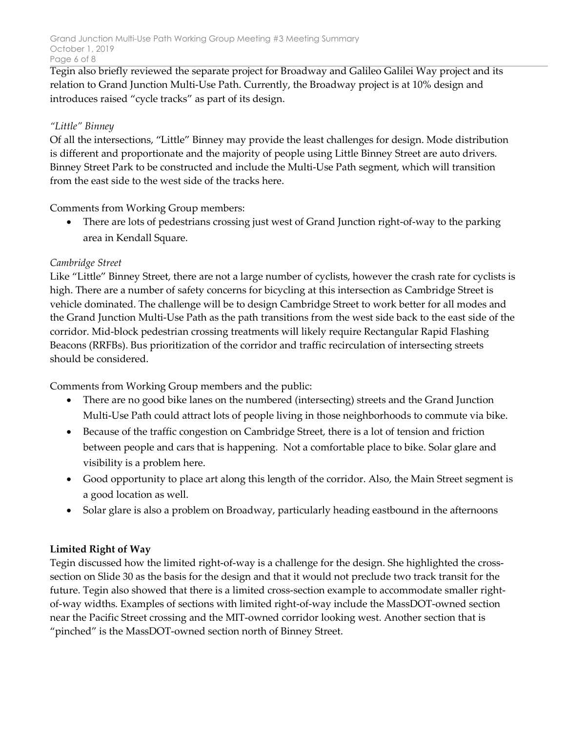Tegin also briefly reviewed the separate project for Broadway and Galileo Galilei Way project and its relation to Grand Junction Multi-Use Path. Currently, the Broadway project is at 10% design and introduces raised "cycle tracks" as part of its design.

*"Little" Binney*

Of all the intersections, "Little" Binney may provide the least challenges for design. Mode distribution is different and proportionate and the majority of people using Little Binney Street are auto drivers. Binney Street Park to be constructed and include the Multi-Use Path segment, which will transition from the east side to the west side of the tracks here.

Comments from Working Group members:

- There are lots of pedestrians crossing just west of Grand Junction right-of-way to the parking area in Kendall Square.

*Cambridge Street*

Like "Little" Binney Street, there are not a large number of cyclists, however the crash rate for cyclists is high. There are a number of safety concerns for bicycling at this intersection as Cambridge Street is vehicle dominated. The challenge will be to design Cambridge Street to work better for all modes and the Grand Junction Multi-Use Path as the path transitions from the west side back to the east side of the corridor. Mid-block pedestrian crossing treatments will likely require Rectangular Rapid Flashing Beacons (RRFBs). Bus prioritization of the corridor and traffic recirculation of intersecting streets should be considered.

Comments from Working Group members and the public:

- There are no good bike lanes on the numbered (intersecting) streets and the Grand Junction Multi-Use Path could attract lots of people living in those neighborhoods to commute via bike.
- Because of the traffic congestion on Cambridge Street, there is a lot of tension and friction between people and cars that is happening. Not a comfortable place to bike. Solar glare and visibility is a problem here.
- Good opportunity to place art along this length of the corridor. Also, the Main Street segment is a good location as well.
- Solar glare is also a problem on Broadway, particularly heading eastbound in the afternoons

**Limited Right of Way**

Tegin discussed how the limited right-of-way is a challenge for the design. She highlighted the cross-section on Slide 30 as the basis for the design and that it would not preclude two track transit for the future. Tegin also showed that there is a limited cross-section example to accommodate smaller right-of-way widths. Examples of sections with limited right-of-way include the MassDOT-owned section near the Pacific Street crossing and the MIT-owned corridor looking west. Another section that is "pinched" is the MassDOT-owned section north of Binney Street.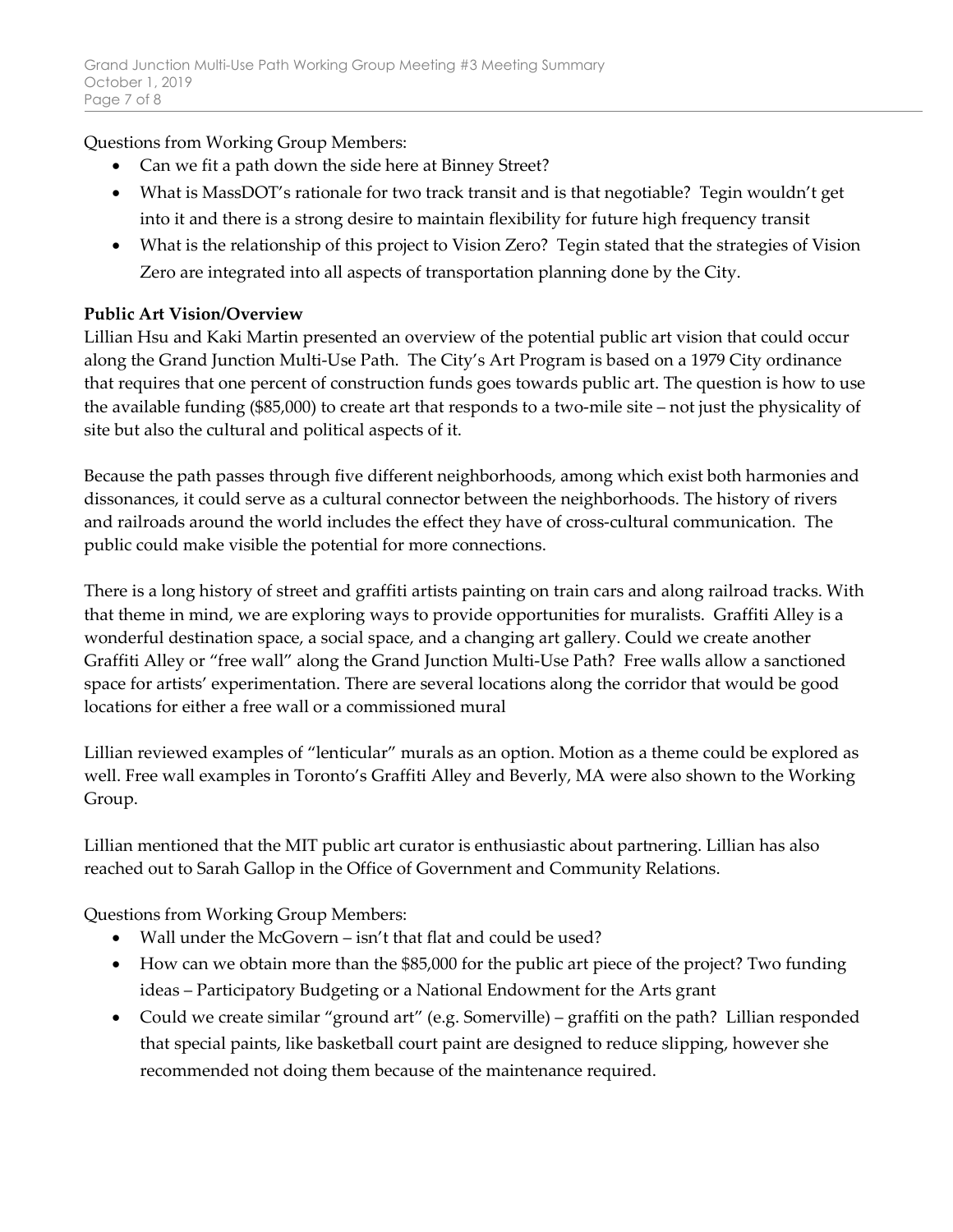Questions from Working Group Members:

- Can we fit a path down the side here at Binney Street?
- What is MassDOT's rationale for two track transit and is that negotiable? Tegin wouldn't get into it and there is a strong desire to maintain flexibility for future high frequency transit
- What is the relationship of this project to Vision Zero? Tegin stated that the strategies of Vision Zero are integrated into all aspects of transportation planning done by the City.

**Public Art Vision/Overview**

Lillian Hsu and Kaki Martin presented an overview of the potential public art vision that could occur along the Grand Junction Multi-Use Path. The City's Art Program is based on a 1979 City ordinance that requires that one percent of construction funds goes towards public art. The question is how to use the available funding ($85,000) to create art that responds to a two-mile site – not just the physicality of site but also the cultural and political aspects of it.

Because the path passes through five different neighborhoods, among which exist both harmonies and dissonances, it could serve as a cultural connector between the neighborhoods. The history of rivers and railroads around the world includes the effect they have of cross-cultural communication. The public could make visible the potential for more connections.

There is a long history of street and graffiti artists painting on train cars and along railroad tracks. With that theme in mind, we are exploring ways to provide opportunities for muralists. Graffiti Alley is a wonderful destination space, a social space, and a changing art gallery. Could we create another Graffiti Alley or "free wall" along the Grand Junction Multi-Use Path? Free walls allow a sanctioned space for artists' experimentation. There are several locations along the corridor that would be good locations for either a free wall or a commissioned mural

Lillian reviewed examples of "lenticular" murals as an option. Motion as a theme could be explored as well. Free wall examples in Toronto's Graffiti Alley and Beverly, MA were also shown to the Working Group.

Lillian mentioned that the MIT public art curator is enthusiastic about partnering. Lillian has also reached out to Sarah Gallop in the Office of Government and Community Relations.

Questions from Working Group Members:

- Wall under the McGovern – isn't that flat and could be used?
- How can we obtain more than the $85,000 for the public art piece of the project? Two funding ideas – Participatory Budgeting or a National Endowment for the Arts grant
- Could we create similar "ground art" (e.g. Somerville) – graffiti on the path? Lillian responded that special paints, like basketball court paint are designed to reduce slipping, however she recommended not doing them because of the maintenance required.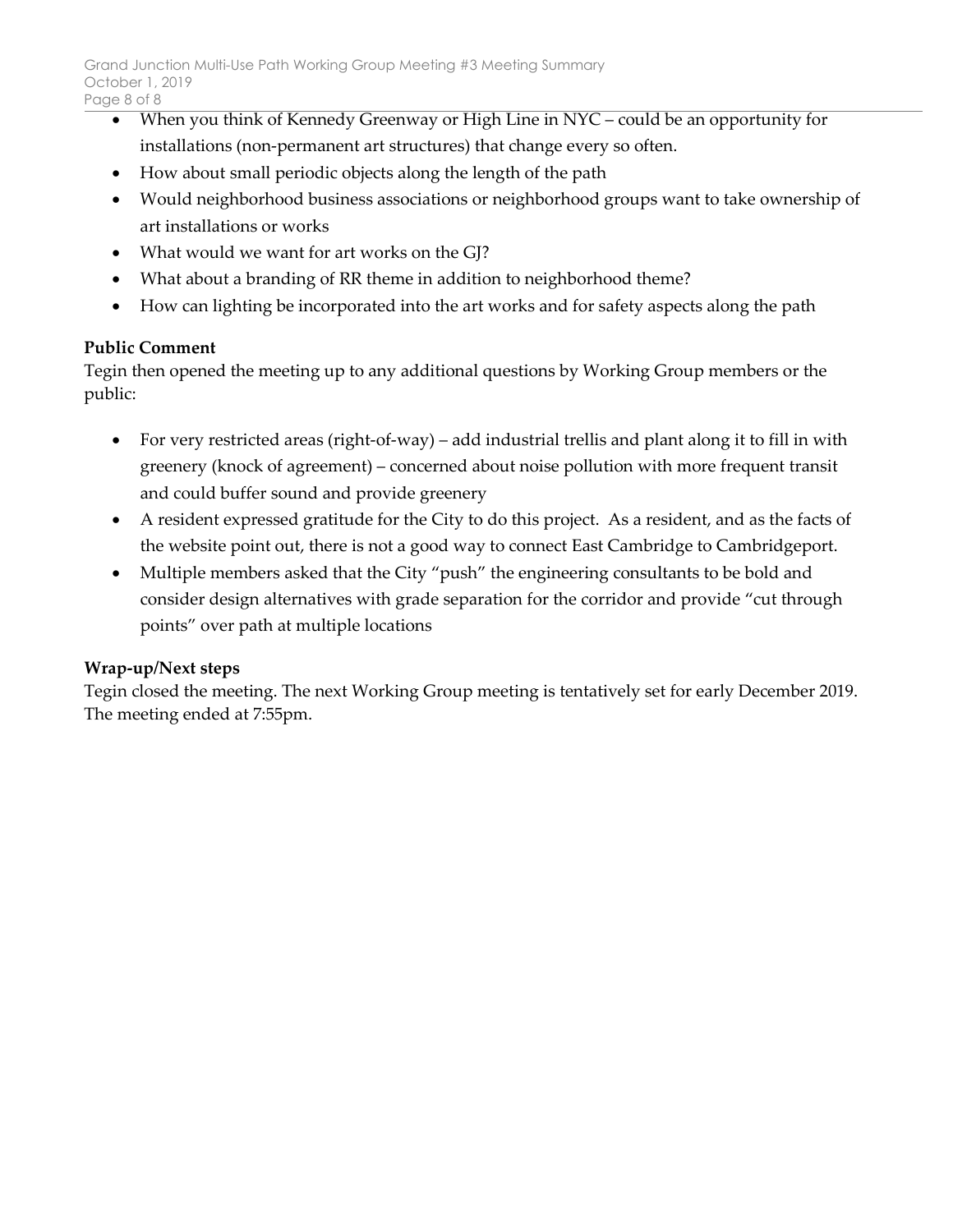- When you think of Kennedy Greenway or High Line in NYC – could be an opportunity for installations (non-permanent art structures) that change every so often.
- How about small periodic objects along the length of the path
- Would neighborhood business associations or neighborhood groups want to take ownership of art installations or works
- What would we want for art works on the GJ?
- What about a branding of RR theme in addition to neighborhood theme?
- How can lighting be incorporated into the art works and for safety aspects along the path

**Public Comment**

Tegin then opened the meeting up to any additional questions by Working Group members or the public:

- For very restricted areas (right-of-way) – add industrial trellis and plant along it to fill in with greenery (knock of agreement) – concerned about noise pollution with more frequent transit and could buffer sound and provide greenery
- A resident expressed gratitude for the City to do this project. As a resident, and as the facts of the website point out, there is not a good way to connect East Cambridge to Cambridgeport.
- Multiple members asked that the City "push" the engineering consultants to be bold and consider design alternatives with grade separation for the corridor and provide "cut through points" over path at multiple locations

**Wrap-up/Next steps**

Tegin closed the meeting. The next Working Group meeting is tentatively set for early December 2019. The meeting ended at 7:55pm.